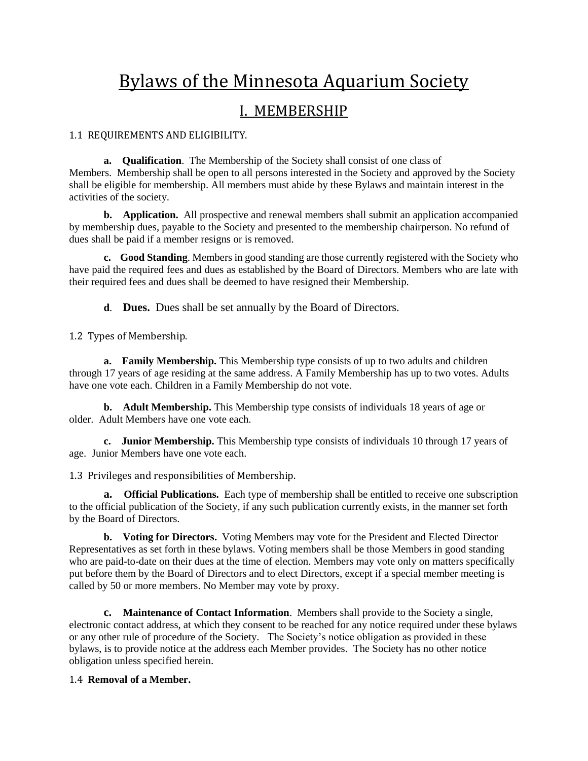# Bylaws of the Minnesota Aquarium Society

## I. MEMBERSHIP

1.1 REQUIREMENTS AND ELIGIBILITY.

**a. Qualification**. The Membership of the Society shall consist of one class of Members. Membership shall be open to all persons interested in the Society and approved by the Society shall be eligible for membership. All members must abide by these Bylaws and maintain interest in the activities of the society.

**b. Application.** All prospective and renewal members shall submit an application accompanied by membership dues, payable to the Society and presented to the membership chairperson. No refund of dues shall be paid if a member resigns or is removed.

**c. Good Standing**. Members in good standing are those currently registered with the Society who have paid the required fees and dues as established by the Board of Directors. Members who are late with their required fees and dues shall be deemed to have resigned their Membership.

**d. Dues.** Dues shall be set annually by the Board of Directors.

1.2 Types of Membership.

**a. Family Membership.** This Membership type consists of up to two adults and children through 17 years of age residing at the same address. A Family Membership has up to two votes. Adults have one vote each. Children in a Family Membership do not vote.

**b. Adult Membership.** This Membership type consists of individuals 18 years of age or older. Adult Members have one vote each.

**c. Junior Membership.** This Membership type consists of individuals 10 through 17 years of age. Junior Members have one vote each.

1.3 Privileges and responsibilities of Membership.

**a. Official Publications.** Each type of membership shall be entitled to receive one subscription to the official publication of the Society, if any such publication currently exists, in the manner set forth by the Board of Directors.

**b. Voting for Directors.** Voting Members may vote for the President and Elected Director Representatives as set forth in these bylaws. Voting members shall be those Members in good standing who are paid-to-date on their dues at the time of election. Members may vote only on matters specifically put before them by the Board of Directors and to elect Directors, except if a special member meeting is called by 50 or more members. No Member may vote by proxy.

**c. Maintenance of Contact Information**. Members shall provide to the Society a single, electronic contact address, at which they consent to be reached for any notice required under these bylaws or any other rule of procedure of the Society. The Society's notice obligation as provided in these bylaws, is to provide notice at the address each Member provides. The Society has no other notice obligation unless specified herein.

1.4 **Removal of a Member.**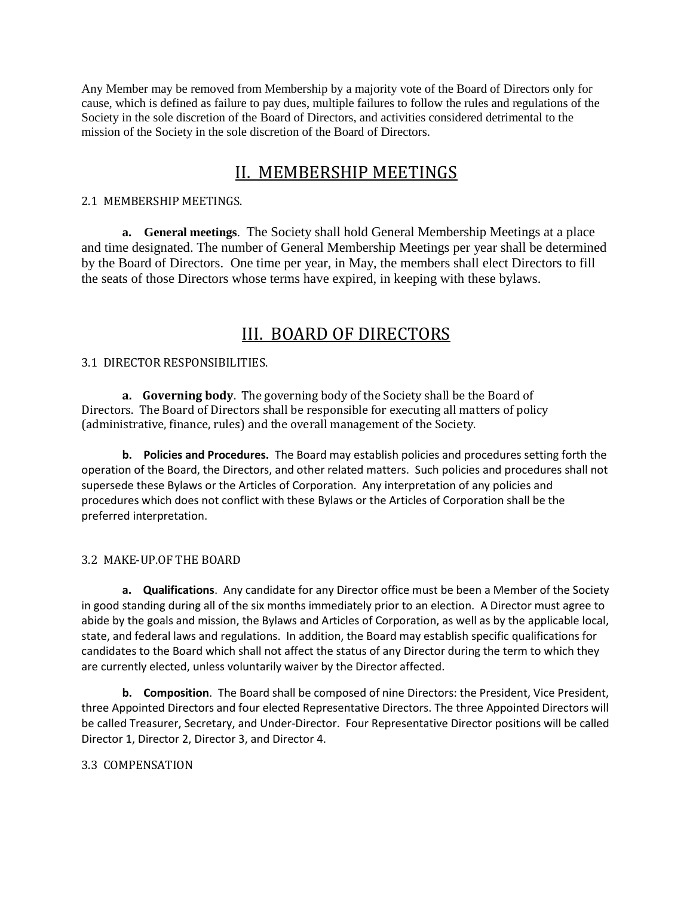Any Member may be removed from Membership by a majority vote of the Board of Directors only for cause, which is defined as failure to pay dues, multiple failures to follow the rules and regulations of the Society in the sole discretion of the Board of Directors, and activities considered detrimental to the mission of the Society in the sole discretion of the Board of Directors.

# II. MEMBERSHIP MEETINGS

2.1 MEMBERSHIP MEETINGS.

**a. General meetings**. The Society shall hold General Membership Meetings at a place and time designated. The number of General Membership Meetings per year shall be determined by the Board of Directors. One time per year, in May, the members shall elect Directors to fill the seats of those Directors whose terms have expired, in keeping with these bylaws.

# III. BOARD OF DIRECTORS

3.1 DIRECTOR RESPONSIBILITIES.

**a. Governing body**. The governing body of the Society shall be the Board of Directors. The Board of Directors shall be responsible for executing all matters of policy (administrative, finance, rules) and the overall management of the Society.

**b. Policies and Procedures.** The Board may establish policies and procedures setting forth the operation of the Board, the Directors, and other related matters. Such policies and procedures shall not supersede these Bylaws or the Articles of Corporation. Any interpretation of any policies and procedures which does not conflict with these Bylaws or the Articles of Corporation shall be the preferred interpretation.

3.2 MAKE-UP.OF THE BOARD

**a. Qualifications**. Any candidate for any Director office must be been a Member of the Society in good standing during all of the six months immediately prior to an election. A Director must agree to abide by the goals and mission, the Bylaws and Articles of Corporation, as well as by the applicable local, state, and federal laws and regulations. In addition, the Board may establish specific qualifications for candidates to the Board which shall not affect the status of any Director during the term to which they are currently elected, unless voluntarily waiver by the Director affected.

**b. Composition**. The Board shall be composed of nine Directors: the President, Vice President, three Appointed Directors and four elected Representative Directors. The three Appointed Directors will be called Treasurer, Secretary, and Under-Director. Four Representative Director positions will be called Director 1, Director 2, Director 3, and Director 4.

3.3 COMPENSATION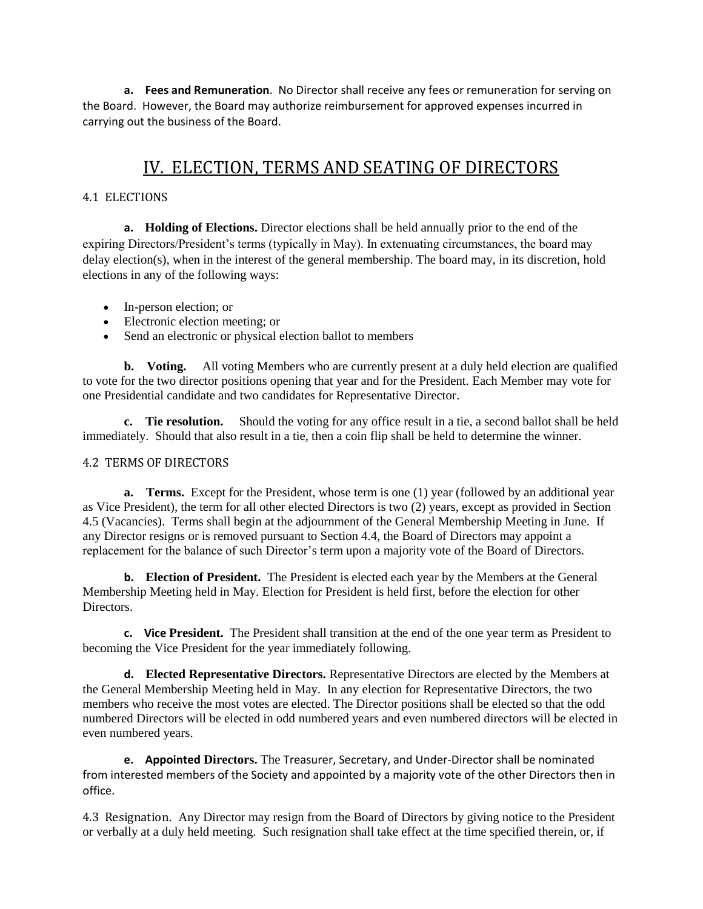**a. Fees and Remuneration**. No Director shall receive any fees or remuneration for serving on the Board. However, the Board may authorize reimbursement for approved expenses incurred in carrying out the business of the Board.

# IV. ELECTION, TERMS AND SEATING OF DIRECTORS

## 4.1 ELECTIONS

**a. Holding of Elections.** Director elections shall be held annually prior to the end of the expiring Directors/President's terms (typically in May). In extenuating circumstances, the board may delay election(s), when in the interest of the general membership. The board may, in its discretion, hold elections in any of the following ways:

- In-person election; or
- Electronic election meeting; or
- Send an electronic or physical election ballot to members

**b. Voting.** All voting Members who are currently present at a duly held election are qualified to vote for the two director positions opening that year and for the President. Each Member may vote for one Presidential candidate and two candidates for Representative Director.

**c. Tie resolution.** Should the voting for any office result in a tie, a second ballot shall be held immediately. Should that also result in a tie, then a coin flip shall be held to determine the winner.

## 4.2 TERMS OF DIRECTORS

**a. Terms.** Except for the President, whose term is one (1) year (followed by an additional year as Vice President), the term for all other elected Directors is two (2) years, except as provided in Section 4.5 (Vacancies). Terms shall begin at the adjournment of the General Membership Meeting in June. If any Director resigns or is removed pursuant to Section 4.4, the Board of Directors may appoint a replacement for the balance of such Director's term upon a majority vote of the Board of Directors.

**b. Election of President.** The President is elected each year by the Members at the General Membership Meeting held in May. Election for President is held first, before the election for other Directors.

**c. Vice President.** The President shall transition at the end of the one year term as President to becoming the Vice President for the year immediately following.

**d. Elected Representative Directors.** Representative Directors are elected by the Members at the General Membership Meeting held in May. In any election for Representative Directors, the two members who receive the most votes are elected. The Director positions shall be elected so that the odd numbered Directors will be elected in odd numbered years and even numbered directors will be elected in even numbered years.

**e. Appointed Directors.** The Treasurer, Secretary, and Under-Director shall be nominated from interested members of the Society and appointed by a majority vote of the other Directors then in office.

4.3 Resignation. Any Director may resign from the Board of Directors by giving notice to the President or verbally at a duly held meeting. Such resignation shall take effect at the time specified therein, or, if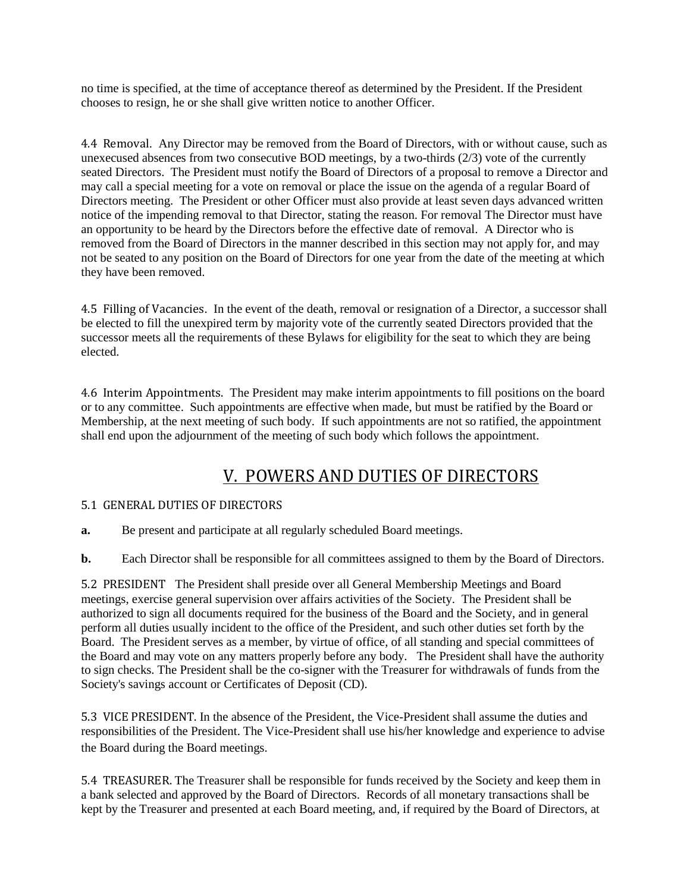no time is specified, at the time of acceptance thereof as determined by the President. If the President chooses to resign, he or she shall give written notice to another Officer.

4.4 Removal. Any Director may be removed from the Board of Directors, with or without cause, such as unexecused absences from two consecutive BOD meetings, by a two-thirds (2/3) vote of the currently seated Directors. The President must notify the Board of Directors of a proposal to remove a Director and may call a special meeting for a vote on removal or place the issue on the agenda of a regular Board of Directors meeting. The President or other Officer must also provide at least seven days advanced written notice of the impending removal to that Director, stating the reason. For removal The Director must have an opportunity to be heard by the Directors before the effective date of removal. A Director who is removed from the Board of Directors in the manner described in this section may not apply for, and may not be seated to any position on the Board of Directors for one year from the date of the meeting at which they have been removed.

4.5 Filling of Vacancies. In the event of the death, removal or resignation of a Director, a successor shall be elected to fill the unexpired term by majority vote of the currently seated Directors provided that the successor meets all the requirements of these Bylaws for eligibility for the seat to which they are being elected.

4.6 Interim Appointments. The President may make interim appointments to fill positions on the board or to any committee. Such appointments are effective when made, but must be ratified by the Board or Membership, at the next meeting of such body. If such appointments are not so ratified, the appointment shall end upon the adjournment of the meeting of such body which follows the appointment.

## V. POWERS AND DUTIES OF DIRECTORS

5.1 GENERAL DUTIES OF DIRECTORS

**a.** Be present and participate at all regularly scheduled Board meetings.

**b.** Each Director shall be responsible for all committees assigned to them by the Board of Directors.

5.2 PRESIDENT The President shall preside over all General Membership Meetings and Board meetings, exercise general supervision over affairs activities of the Society. The President shall be authorized to sign all documents required for the business of the Board and the Society, and in general perform all duties usually incident to the office of the President, and such other duties set forth by the Board. The President serves as a member, by virtue of office, of all standing and special committees of the Board and may vote on any matters properly before any body. The President shall have the authority to sign checks. The President shall be the co-signer with the Treasurer for withdrawals of funds from the Society's savings account or Certificates of Deposit (CD).

5.3 VICE PRESIDENT. In the absence of the President, the Vice-President shall assume the duties and responsibilities of the President. The Vice-President shall use his/her knowledge and experience to advise the Board during the Board meetings.

5.4 TREASURER. The Treasurer shall be responsible for funds received by the Society and keep them in a bank selected and approved by the Board of Directors. Records of all monetary transactions shall be kept by the Treasurer and presented at each Board meeting, and, if required by the Board of Directors, at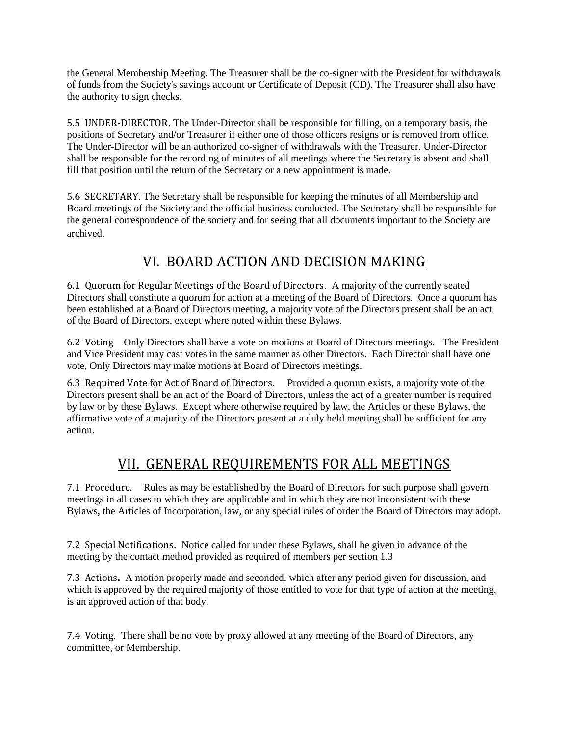the General Membership Meeting. The Treasurer shall be the co-signer with the President for withdrawals of funds from the Society's savings account or Certificate of Deposit (CD). The Treasurer shall also have the authority to sign checks.

5.5 UNDER-DIRECTOR. The Under-Director shall be responsible for filling, on a temporary basis, the positions of Secretary and/or Treasurer if either one of those officers resigns or is removed from office. The Under-Director will be an authorized co-signer of withdrawals with the Treasurer. Under-Director shall be responsible for the recording of minutes of all meetings where the Secretary is absent and shall fill that position until the return of the Secretary or a new appointment is made.

5.6 SECRETARY. The Secretary shall be responsible for keeping the minutes of all Membership and Board meetings of the Society and the official business conducted. The Secretary shall be responsible for the general correspondence of the society and for seeing that all documents important to the Society are archived.

## VI. BOARD ACTION AND DECISION MAKING

6.1 Quorum for Regular Meetings of the Board of Directors. A majority of the currently seated Directors shall constitute a quorum for action at a meeting of the Board of Directors. Once a quorum has been established at a Board of Directors meeting, a majority vote of the Directors present shall be an act of the Board of Directors, except where noted within these Bylaws.

6.2 Voting Only Directors shall have a vote on motions at Board of Directors meetings. The President and Vice President may cast votes in the same manner as other Directors. Each Director shall have one vote, Only Directors may make motions at Board of Directors meetings.

6.3 Required Vote for Act of Board of Directors. Provided a quorum exists, a majority vote of the Directors present shall be an act of the Board of Directors, unless the act of a greater number is required by law or by these Bylaws. Except where otherwise required by law, the Articles or these Bylaws, the affirmative vote of a majority of the Directors present at a duly held meeting shall be sufficient for any action.

## VII. GENERAL REQUIREMENTS FOR ALL MEETINGS

7.1 Procedure. Rules as may be established by the Board of Directors for such purpose shall govern meetings in all cases to which they are applicable and in which they are not inconsistent with these Bylaws, the Articles of Incorporation, law, or any special rules of order the Board of Directors may adopt.

7.2 Special Notifications. Notice called for under these Bylaws, shall be given in advance of the meeting by the contact method provided as required of members per section 1.3

7.3 Actions. A motion properly made and seconded, which after any period given for discussion, and which is approved by the required majority of those entitled to vote for that type of action at the meeting, is an approved action of that body.

7.4 Voting. There shall be no vote by proxy allowed at any meeting of the Board of Directors, any committee, or Membership.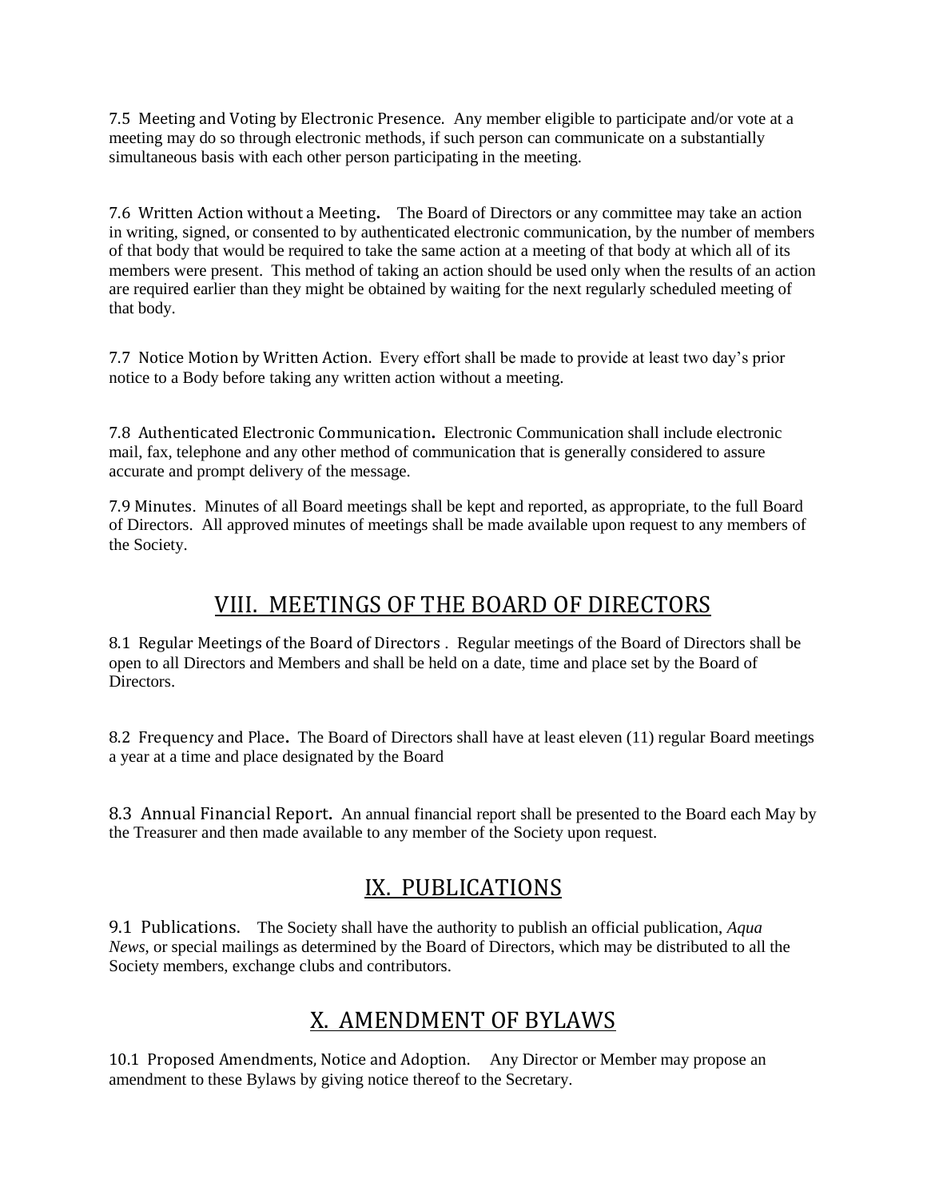7.5 Meeting and Voting by Electronic Presence. Any member eligible to participate and/or vote at a meeting may do so through electronic methods, if such person can communicate on a substantially simultaneous basis with each other person participating in the meeting.

7.6 Written Action without a Meeting. The Board of Directors or any committee may take an action in writing, signed, or consented to by authenticated electronic communication, by the number of members of that body that would be required to take the same action at a meeting of that body at which all of its members were present. This method of taking an action should be used only when the results of an action are required earlier than they might be obtained by waiting for the next regularly scheduled meeting of that body.

7.7 Notice Motion by Written Action. Every effort shall be made to provide at least two day's prior notice to a Body before taking any written action without a meeting.

7.8 Authenticated Electronic Communication. Electronic Communication shall include electronic mail, fax, telephone and any other method of communication that is generally considered to assure accurate and prompt delivery of the message.

7.9 Minutes. Minutes of all Board meetings shall be kept and reported, as appropriate, to the full Board of Directors. All approved minutes of meetings shall be made available upon request to any members of the Society.

## VIII. MEETINGS OF THE BOARD OF DIRECTORS

8.1 Regular Meetings of the Board of Directors . Regular meetings of the Board of Directors shall be open to all Directors and Members and shall be held on a date, time and place set by the Board of Directors.

8.2 Frequency and Place. The Board of Directors shall have at least eleven (11) regular Board meetings a year at a time and place designated by the Board

8.3 Annual Financial Report. An annual financial report shall be presented to the Board each May by the Treasurer and then made available to any member of the Society upon request.

## IX. PUBLICATIONS

9.1 Publications. The Society shall have the authority to publish an official publication, *Aqua News*, or special mailings as determined by the Board of Directors, which may be distributed to all the Society members, exchange clubs and contributors.

## X. AMENDMENT OF BYLAWS

10.1 Proposed Amendments, Notice and Adoption. Any Director or Member may propose an amendment to these Bylaws by giving notice thereof to the Secretary.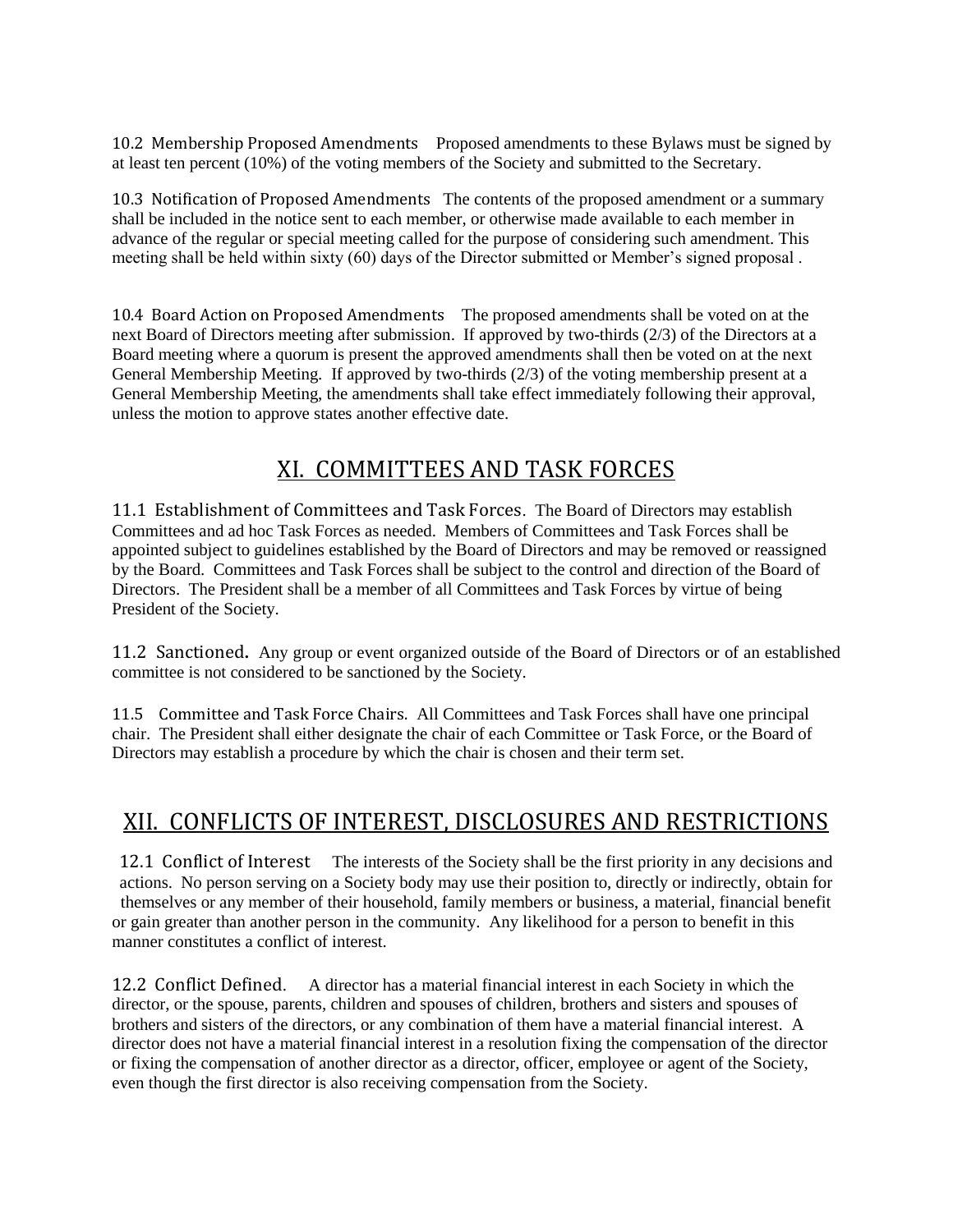10.2 Membership Proposed Amendments Proposed amendments to these Bylaws must be signed by at least ten percent (10%) of the voting members of the Society and submitted to the Secretary.

10.3 Notification of Proposed Amendments The contents of the proposed amendment or a summary shall be included in the notice sent to each member, or otherwise made available to each member in advance of the regular or special meeting called for the purpose of considering such amendment. This meeting shall be held within sixty (60) days of the Director submitted or Member's signed proposal .

10.4 Board Action on Proposed Amendments The proposed amendments shall be voted on at the next Board of Directors meeting after submission. If approved by two-thirds (2/3) of the Directors at a Board meeting where a quorum is present the approved amendments shall then be voted on at the next General Membership Meeting. If approved by two-thirds (2/3) of the voting membership present at a General Membership Meeting, the amendments shall take effect immediately following their approval, unless the motion to approve states another effective date.

## XI. COMMITTEES AND TASK FORCES

11.1 Establishment of Committees and Task Forces. The Board of Directors may establish Committees and ad hoc Task Forces as needed. Members of Committees and Task Forces shall be appointed subject to guidelines established by the Board of Directors and may be removed or reassigned by the Board. Committees and Task Forces shall be subject to the control and direction of the Board of Directors. The President shall be a member of all Committees and Task Forces by virtue of being President of the Society.

11.2 Sanctioned. Any group or event organized outside of the Board of Directors or of an established committee is not considered to be sanctioned by the Society.

11.5 Committee and Task Force Chairs. All Committees and Task Forces shall have one principal chair. The President shall either designate the chair of each Committee or Task Force, or the Board of Directors may establish a procedure by which the chair is chosen and their term set.

## XII. CONFLICTS OF INTEREST, DISCLOSURES AND RESTRICTIONS

12.1 Conflict of Interest The interests of the Society shall be the first priority in any decisions and actions. No person serving on a Society body may use their position to, directly or indirectly, obtain for themselves or any member of their household, family members or business, a material, financial benefit or gain greater than another person in the community. Any likelihood for a person to benefit in this manner constitutes a conflict of interest.

12.2 Conflict Defined. A director has a material financial interest in each Society in which the director, or the spouse, parents, children and spouses of children, brothers and sisters and spouses of brothers and sisters of the directors, or any combination of them have a material financial interest. A director does not have a material financial interest in a resolution fixing the compensation of the director or fixing the compensation of another director as a director, officer, employee or agent of the Society, even though the first director is also receiving compensation from the Society.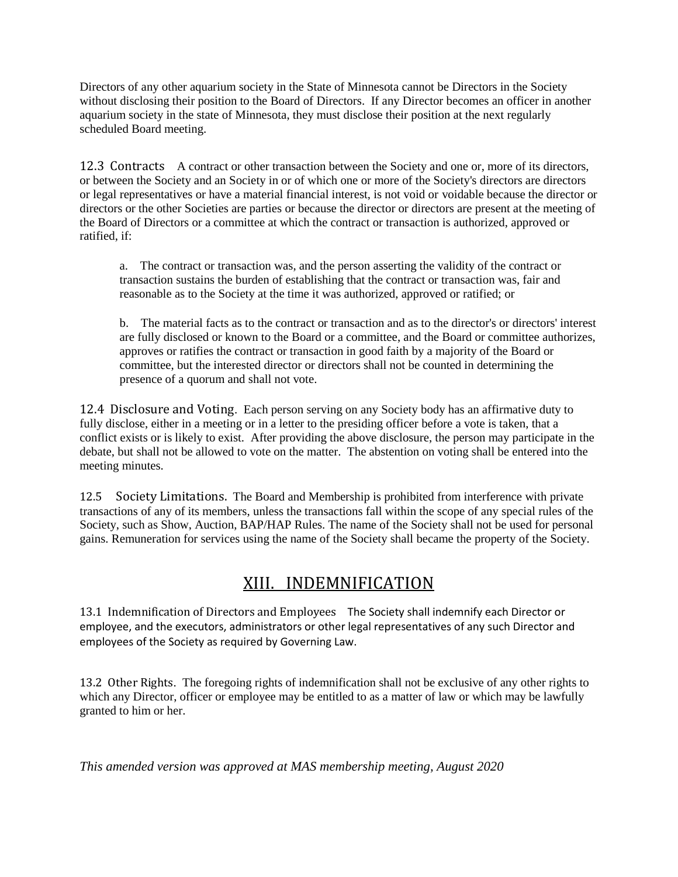Directors of any other aquarium society in the State of Minnesota cannot be Directors in the Society without disclosing their position to the Board of Directors. If any Director becomes an officer in another aquarium society in the state of Minnesota, they must disclose their position at the next regularly scheduled Board meeting.

12.3 Contracts A contract or other transaction between the Society and one or, more of its directors, or between the Society and an Society in or of which one or more of the Society's directors are directors or legal representatives or have a material financial interest, is not void or voidable because the director or directors or the other Societies are parties or because the director or directors are present at the meeting of the Board of Directors or a committee at which the contract or transaction is authorized, approved or ratified, if:

a. The contract or transaction was, and the person asserting the validity of the contract or transaction sustains the burden of establishing that the contract or transaction was, fair and reasonable as to the Society at the time it was authorized, approved or ratified; or

b. The material facts as to the contract or transaction and as to the director's or directors' interest are fully disclosed or known to the Board or a committee, and the Board or committee authorizes, approves or ratifies the contract or transaction in good faith by a majority of the Board or committee, but the interested director or directors shall not be counted in determining the presence of a quorum and shall not vote.

12.4 Disclosure and Voting. Each person serving on any Society body has an affirmative duty to fully disclose, either in a meeting or in a letter to the presiding officer before a vote is taken, that a conflict exists or is likely to exist. After providing the above disclosure, the person may participate in the debate, but shall not be allowed to vote on the matter. The abstention on voting shall be entered into the meeting minutes.

12.5 Society Limitations. The Board and Membership is prohibited from interference with private transactions of any of its members, unless the transactions fall within the scope of any special rules of the Society, such as Show, Auction, BAP/HAP Rules. The name of the Society shall not be used for personal gains. Remuneration for services using the name of the Society shall became the property of the Society.

## XIII. INDEMNIFICATION

13.1 Indemnification of Directors and Employees The Society shall indemnify each Director or employee, and the executors, administrators or other legal representatives of any such Director and employees of the Society as required by Governing Law.

13.2 Other Rights. The foregoing rights of indemnification shall not be exclusive of any other rights to which any Director, officer or employee may be entitled to as a matter of law or which may be lawfully granted to him or her.

*This amended version was approved at MAS membership meeting, August 2020*